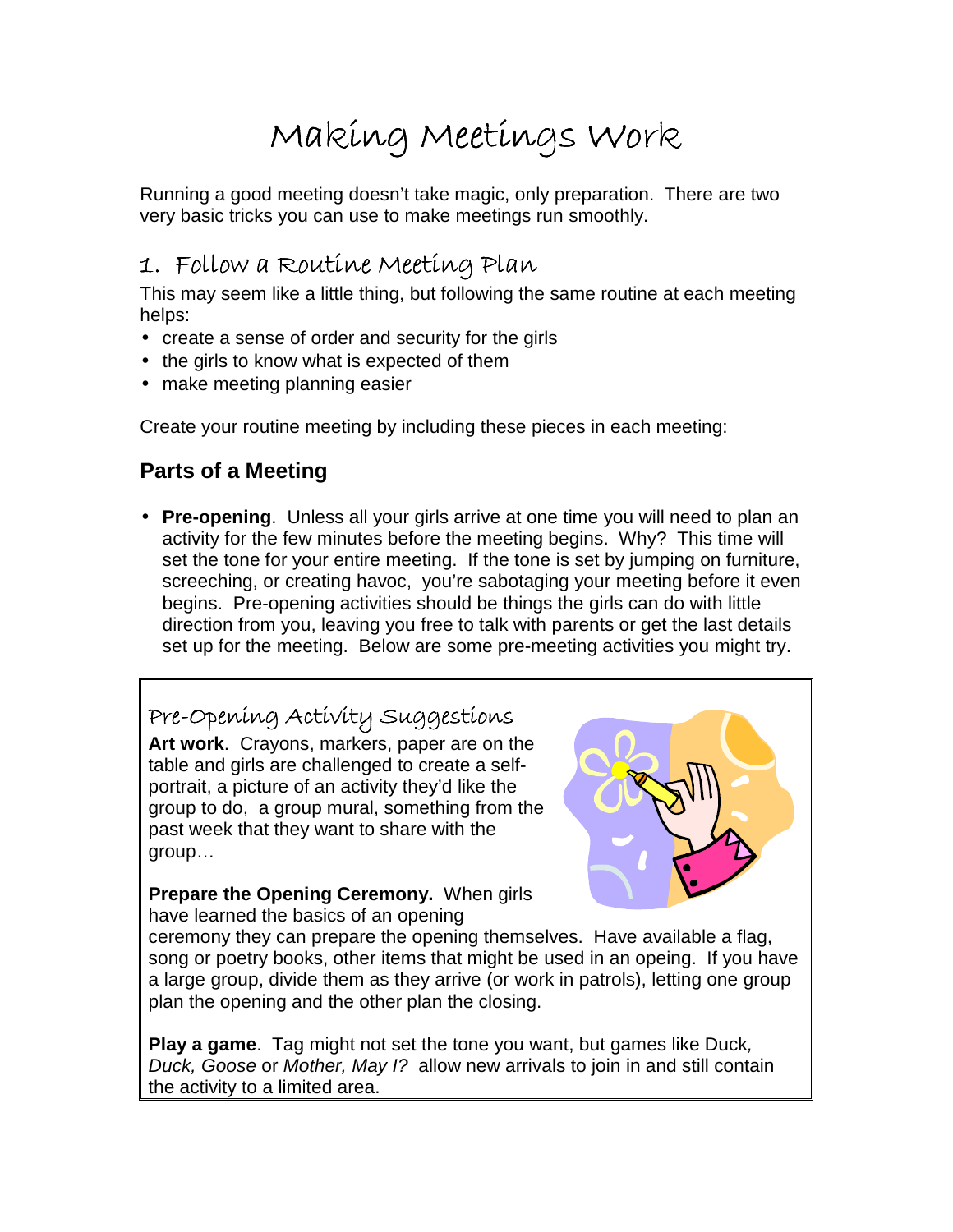# Making Meetings Work

Running a good meeting doesn't take magic, only preparation. There are two very basic tricks you can use to make meetings run smoothly.

## 1. Follow a Routine Meeting Plan

This may seem like a little thing, but following the same routine at each meeting helps:

- create a sense of order and security for the girls
- the girls to know what is expected of them
- make meeting planning easier

Create your routine meeting by including these pieces in each meeting:

### Parts of a Meeting

- **Pre-opening**. Unless all your girls arrive at one time you will need to plan an activity for the few minutes before the meeting begins. Why? This time will set the tone for your entire meeting. If the tone is set by jumping on furniture, screeching, or creating havoc, you're sabotaging your meeting before it even begins. Pre-opening activities should be things the girls can do with little direction from you, leaving you free to talk with parents or get the last details set up for the meeting. Below are some pre-meeting activities you might try.

#### Pre-Opening Activity Suggestions

**Art work**. Crayons, markers, paper are on the table and girls are challenged to create a self-portrait, a picture of an activity they'd like the group to do, a group mural, something from the past week that they want to share with the group…

**Prepare the Opening Ceremony.** When girls have learned the basics of an opening ceremony they can prepare the opening themselves. Have available a flag, song or poetry books, other items that might be used in an opeing. If you have a large group, divide them as they arrive (or work in patrols), letting one group plan the opening and the other plan the closing.

**Play a game**. Tag might not set the tone you want, but games like Duck*, Duck, Goose* or *Mother, May I?* allow new arrivals to join in and still contain the activity to a limited area.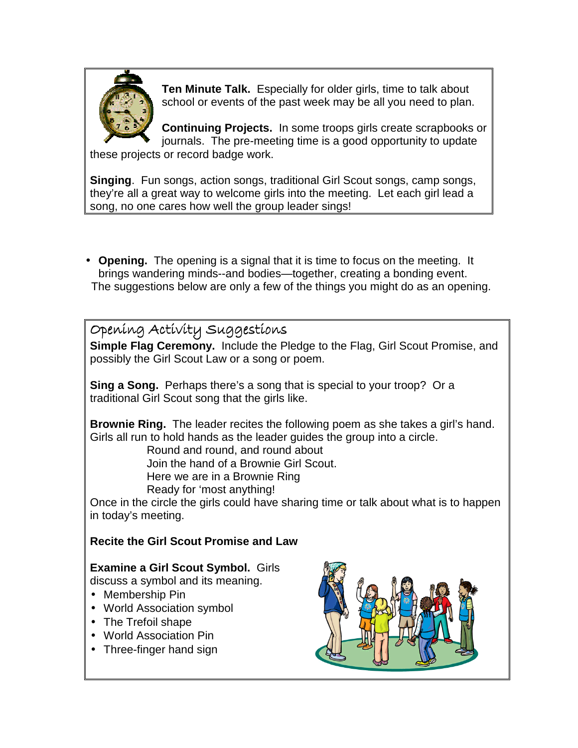**Ten Minute Talk.** Especially for older girls, time to talk about school or events of the past week may be all you need to plan.

**Continuing Projects.** In some troops girls create scrapbooks or journals. The pre-meeting time is a good opportunity to update these projects or record badge work.

**Singing**. Fun songs, action songs, traditional Girl Scout songs, camp songs, they're all a great way to welcome girls into the meeting. Let each girl lead a song, no one cares how well the group leader sings!

- **Opening.** The opening is a signal that it is time to focus on the meeting. It brings wandering minds--and bodies—together, creating a bonding event.

The suggestions below are only a few of the things you might do as an opening.

## Opening Activity Suggestions

**Simple Flag Ceremony.** Include the Pledge to the Flag, Girl Scout Promise, and possibly the Girl Scout Law or a song or poem.

**Sing a Song.** Perhaps there's a song that is special to your troop? Or a traditional Girl Scout song that the girls like.

**Brownie Ring.** The leader recites the following poem as she takes a girl's hand. Girls all run to hold hands as the leader guides the group into a circle.

> Round and round, and round about
> Join the hand of a Brownie Girl Scout.
> Here we are in a Brownie Ring
> Ready for 'most anything!

Once in the circle the girls could have sharing time or talk about what is to happen in today's meeting.

**Recite the Girl Scout Promise and Law**

**Examine a Girl Scout Symbol.** Girls discuss a symbol and its meaning.

- Membership Pin
- World Association symbol
- The Trefoil shape
- World Association Pin
- Three-finger hand sign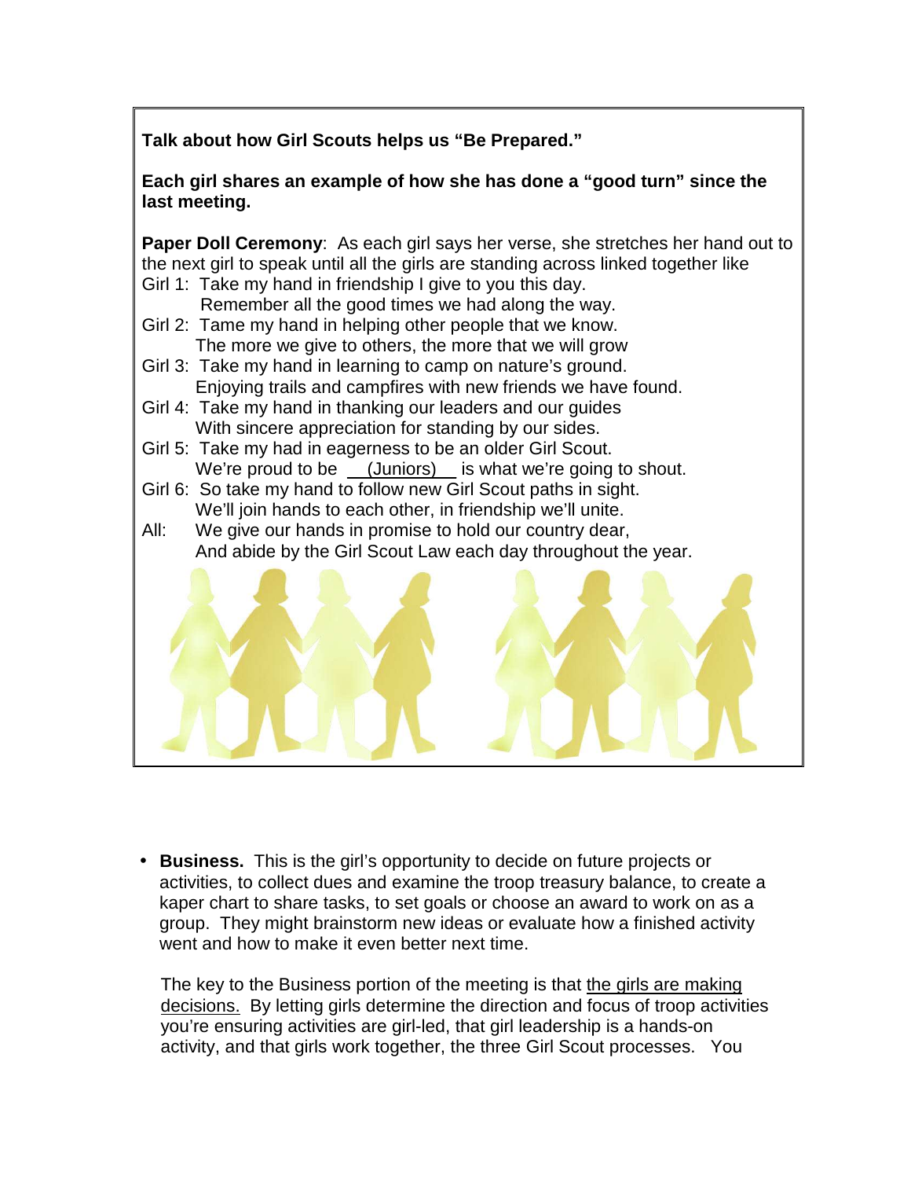**Talk about how Girl Scouts helps us "Be Prepared."**

**Each girl shares an example of how she has done a "good turn" since the last meeting.**

**Paper Doll Ceremony**: As each girl says her verse, she stretches her hand out to the next girl to speak until all the girls are standing across linked together like

Girl 1: Take my hand in friendship I give to you this day.
Remember all the good times we had along the way.

Girl 2: Tame my hand in helping other people that we know.
The more we give to others, the more that we will grow

Girl 3: Take my hand in learning to camp on nature's ground.
Enjoying trails and campfires with new friends we have found.

Girl 4: Take my hand in thanking our leaders and our guides
With sincere appreciation for standing by our sides.

Girl 5: Take my had in eagerness to be an older Girl Scout.
We're proud to be __(Juniors)__ is what we're going to shout.

Girl 6: So take my hand to follow new Girl Scout paths in sight.
We'll join hands to each other, in friendship we'll unite.

All: We give our hands in promise to hold our country dear,
And abide by the Girl Scout Law each day throughout the year.

- **Business.** This is the girl's opportunity to decide on future projects or activities, to collect dues and examine the troop treasury balance, to create a kaper chart to share tasks, to set goals or choose an award to work on as a group. They might brainstorm new ideas or evaluate how a finished activity went and how to make it even better next time.

  The key to the Business portion of the meeting is that the girls are making decisions. By letting girls determine the direction and focus of troop activities you're ensuring activities are girl-led, that girl leadership is a hands-on activity, and that girls work together, the three Girl Scout processes. You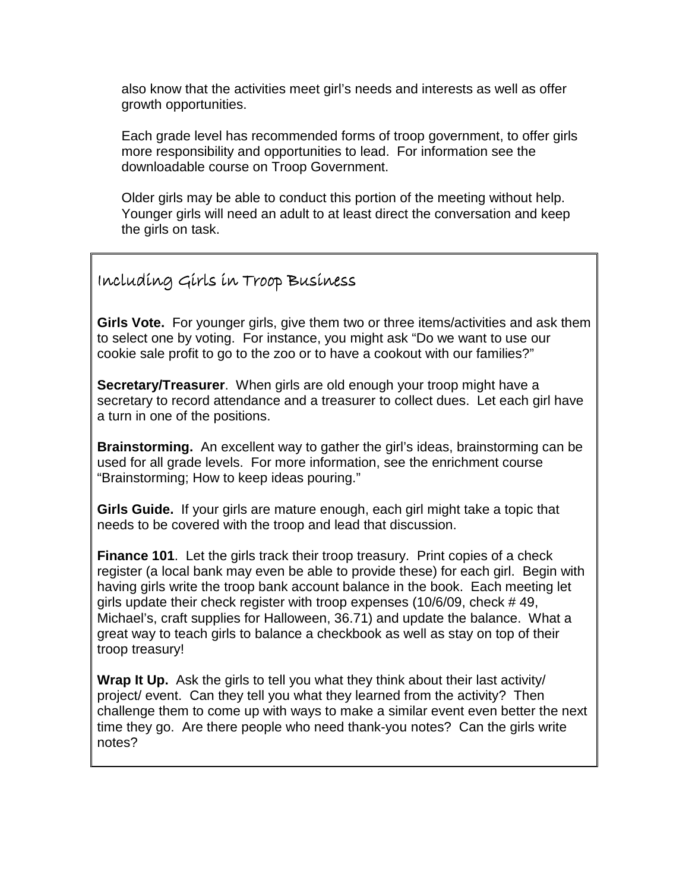also know that the activities meet girl's needs and interests as well as offer growth opportunities.

Each grade level has recommended forms of troop government, to offer girls more responsibility and opportunities to lead. For information see the downloadable course on Troop Government.

Older girls may be able to conduct this portion of the meeting without help. Younger girls will need an adult to at least direct the conversation and keep the girls on task.

## Including Girls in Troop Business

**Girls Vote.** For younger girls, give them two or three items/activities and ask them to select one by voting. For instance, you might ask "Do we want to use our cookie sale profit to go to the zoo or to have a cookout with our families?"

**Secretary/Treasurer**. When girls are old enough your troop might have a secretary to record attendance and a treasurer to collect dues. Let each girl have a turn in one of the positions.

**Brainstorming.** An excellent way to gather the girl's ideas, brainstorming can be used for all grade levels. For more information, see the enrichment course "Brainstorming; How to keep ideas pouring."

**Girls Guide.** If your girls are mature enough, each girl might take a topic that needs to be covered with the troop and lead that discussion.

**Finance 101**. Let the girls track their troop treasury. Print copies of a check register (a local bank may even be able to provide these) for each girl. Begin with having girls write the troop bank account balance in the book. Each meeting let girls update their check register with troop expenses (10/6/09, check # 49, Michael's, craft supplies for Halloween, 36.71) and update the balance. What a great way to teach girls to balance a checkbook as well as stay on top of their troop treasury!

**Wrap It Up.** Ask the girls to tell you what they think about their last activity/ project/ event. Can they tell you what they learned from the activity? Then challenge them to come up with ways to make a similar event even better the next time they go. Are there people who need thank-you notes? Can the girls write notes?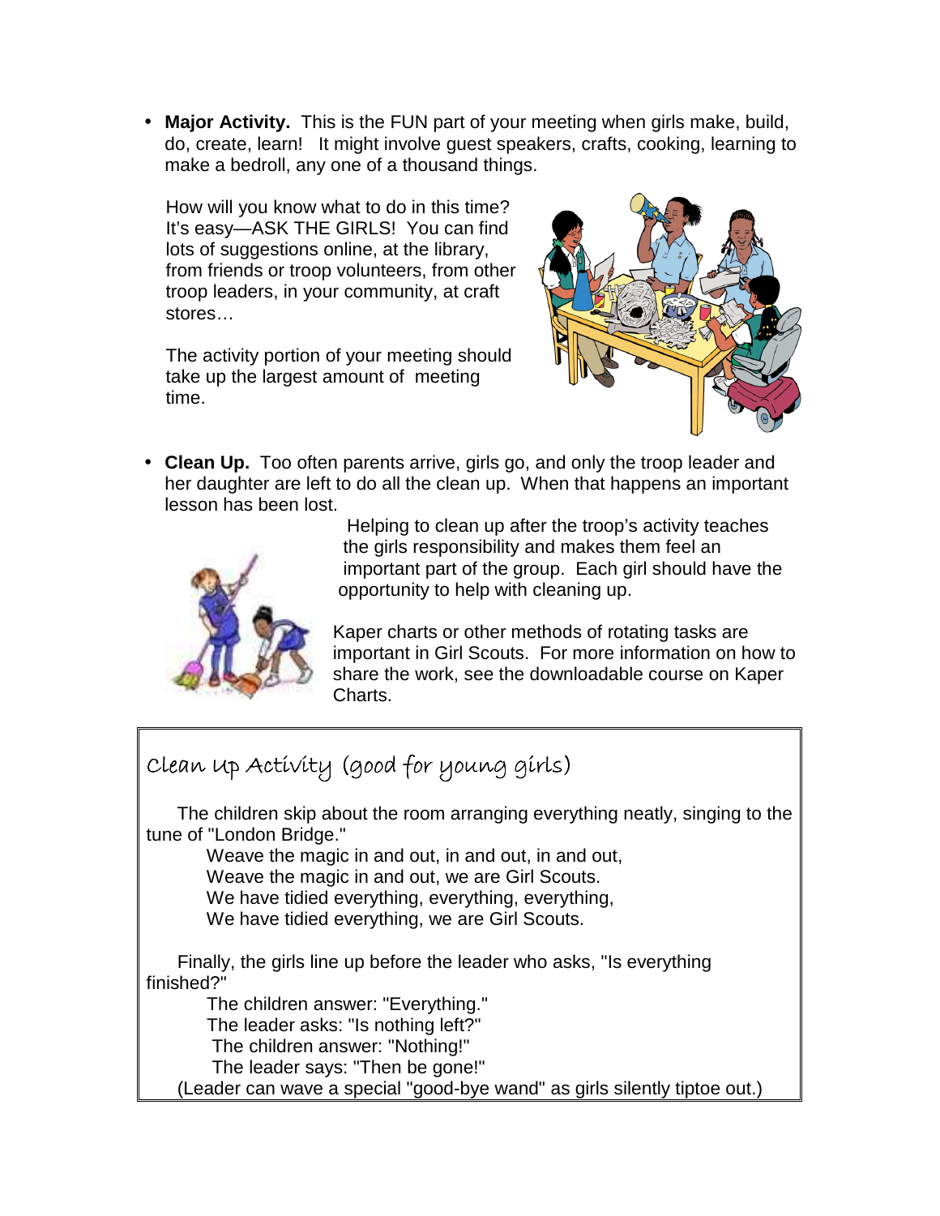- **Major Activity.** This is the FUN part of your meeting when girls make, build, do, create, learn! It might involve guest speakers, crafts, cooking, learning to make a bedroll, any one of a thousand things.

  How will you know what to do in this time? It's easy—ASK THE GIRLS! You can find lots of suggestions online, at the library, from friends or troop volunteers, from other troop leaders, in your community, at craft stores…

  The activity portion of your meeting should take up the largest amount of meeting time.

- **Clean Up.** Too often parents arrive, girls go, and only the troop leader and her daughter are left to do all the clean up. When that happens an important lesson has been lost.

  Helping to clean up after the troop's activity teaches the girls responsibility and makes them feel an important part of the group. Each girl should have the opportunity to help with cleaning up.

  Kaper charts or other methods of rotating tasks are important in Girl Scouts. For more information on how to share the work, see the downloadable course on Kaper Charts.

### Clean Up Activity (good for young girls)

The children skip about the room arranging everything neatly, singing to the tune of "London Bridge."

> Weave the magic in and out, in and out, in and out,
> Weave the magic in and out, we are Girl Scouts.
> We have tidied everything, everything, everything,
> We have tidied everything, we are Girl Scouts.

Finally, the girls line up before the leader who asks, "Is everything finished?"

> The children answer: "Everything."
> The leader asks: "Is nothing left?"
> The children answer: "Nothing!"
> The leader says: "Then be gone!"

(Leader can wave a special "good-bye wand" as girls silently tiptoe out.)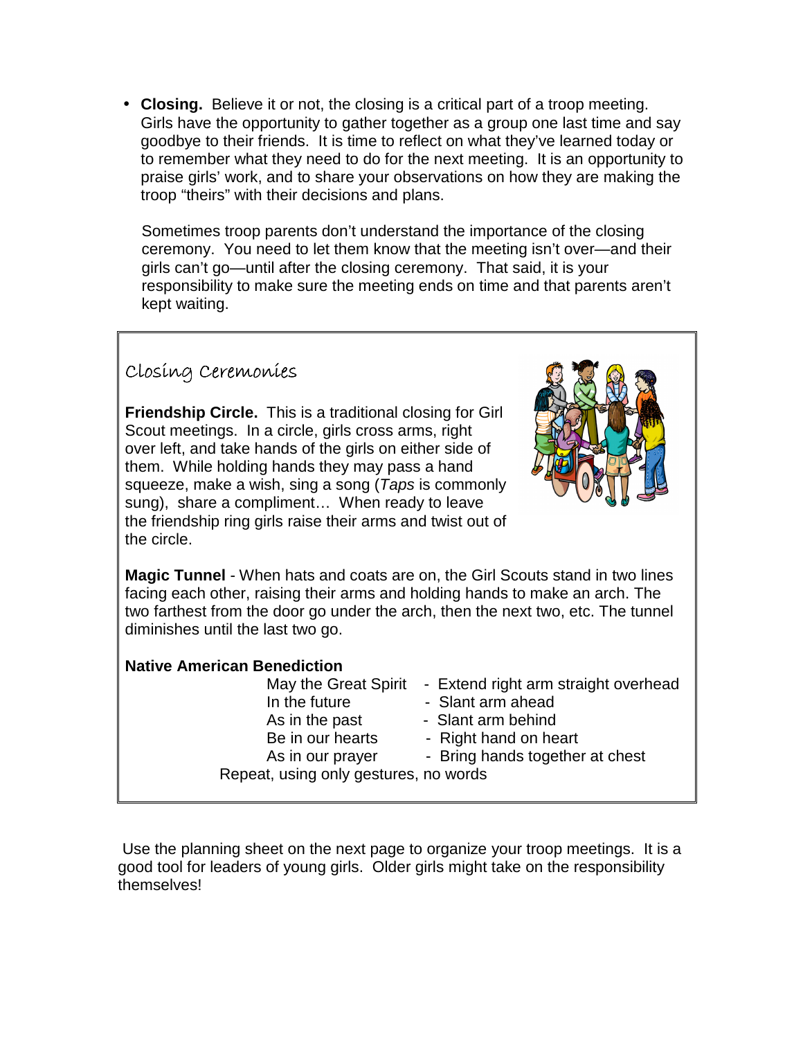- **Closing.** Believe it or not, the closing is a critical part of a troop meeting. Girls have the opportunity to gather together as a group one last time and say goodbye to their friends. It is time to reflect on what they've learned today or to remember what they need to do for the next meeting. It is an opportunity to praise girls' work, and to share your observations on how they are making the troop "theirs" with their decisions and plans.

  Sometimes troop parents don't understand the importance of the closing ceremony. You need to let them know that the meeting isn't over—and their girls can't go—until after the closing ceremony. That said, it is your responsibility to make sure the meeting ends on time and that parents aren't kept waiting.

## Closing Ceremonies

**Friendship Circle.** This is a traditional closing for Girl Scout meetings. In a circle, girls cross arms, right over left, and take hands of the girls on either side of them. While holding hands they may pass a hand squeeze, make a wish, sing a song (*Taps* is commonly sung), share a compliment… When ready to leave the friendship ring girls raise their arms and twist out of the circle.

**Magic Tunnel** - When hats and coats are on, the Girl Scouts stand in two lines facing each other, raising their arms and holding hands to make an arch. The two farthest from the door go under the arch, then the next two, etc. The tunnel diminishes until the last two go.

**Native American Benediction**

| | |
|---|---|
| May the Great Spirit | - Extend right arm straight overhead |
| In the future | - Slant arm ahead |
| As in the past | - Slant arm behind |
| Be in our hearts | - Right hand on heart |
| As in our prayer | - Bring hands together at chest |

Repeat, using only gestures, no words

Use the planning sheet on the next page to organize your troop meetings. It is a good tool for leaders of young girls. Older girls might take on the responsibility themselves!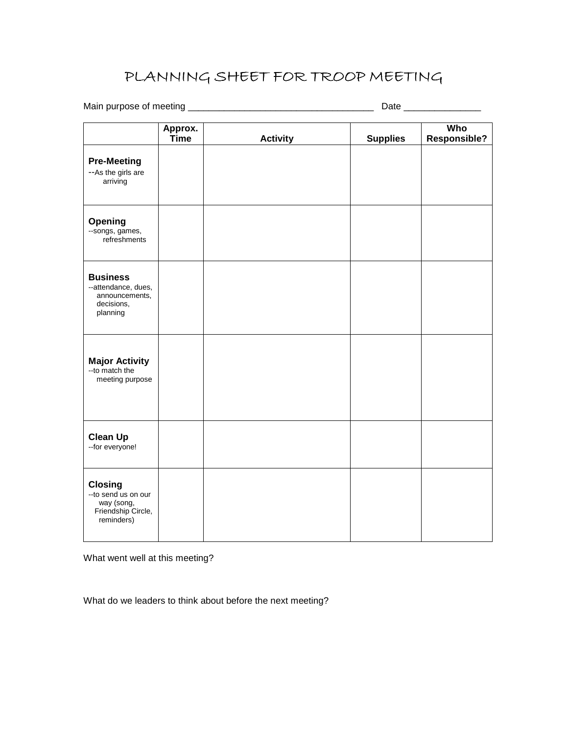# PLANNING SHEET FOR TROOP MEETING

Main purpose of meeting ___________________________________ Date ______________

| | Approx. Time | Activity | Supplies | Who Responsible? |
|---|---|---|---|---|
| **Pre-Meeting** --As the girls are arriving | | | | |
| **Opening** --songs, games, refreshments | | | | |
| **Business** --attendance, dues, announcements, decisions, planning | | | | |
| **Major Activity** --to match the meeting purpose | | | | |
| **Clean Up** --for everyone! | | | | |
| **Closing** --to send us on our way (song, Friendship Circle, reminders) | | | | |

What went well at this meeting?

What do we leaders to think about before the next meeting?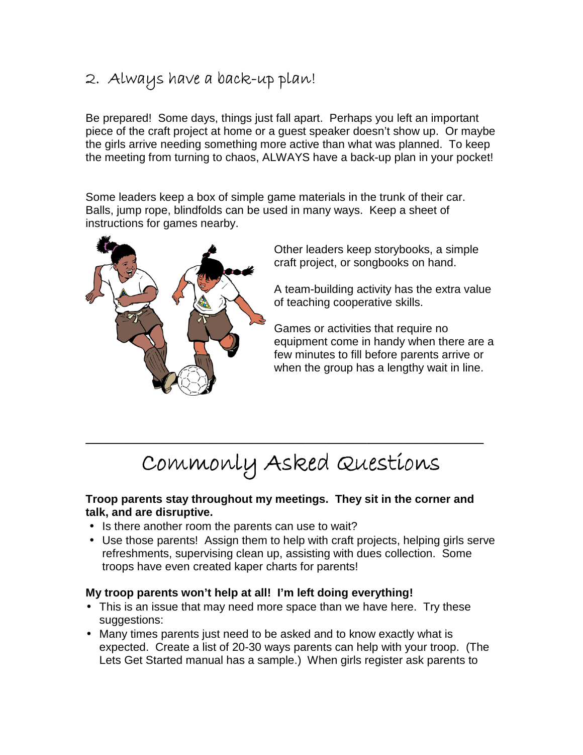## 2. Always have a back-up plan!

Be prepared! Some days, things just fall apart. Perhaps you left an important piece of the craft project at home or a guest speaker doesn't show up. Or maybe the girls arrive needing something more active than what was planned. To keep the meeting from turning to chaos, ALWAYS have a back-up plan in your pocket!

Some leaders keep a box of simple game materials in the trunk of their car. Balls, jump rope, blindfolds can be used in many ways. Keep a sheet of instructions for games nearby.

Other leaders keep storybooks, a simple craft project, or songbooks on hand.

A team-building activity has the extra value of teaching cooperative skills.

Games or activities that require no equipment come in handy when there are a few minutes to fill before parents arrive or when the group has a lengthy wait in line.

---

# Commonly Asked Questions

**Troop parents stay throughout my meetings. They sit in the corner and talk, and are disruptive.**

- Is there another room the parents can use to wait?
- Use those parents! Assign them to help with craft projects, helping girls serve refreshments, supervising clean up, assisting with dues collection. Some troops have even created kaper charts for parents!

**My troop parents won't help at all! I'm left doing everything!**

- This is an issue that may need more space than we have here. Try these suggestions:
- Many times parents just need to be asked and to know exactly what is expected. Create a list of 20-30 ways parents can help with your troop. (The Lets Get Started manual has a sample.) When girls register ask parents to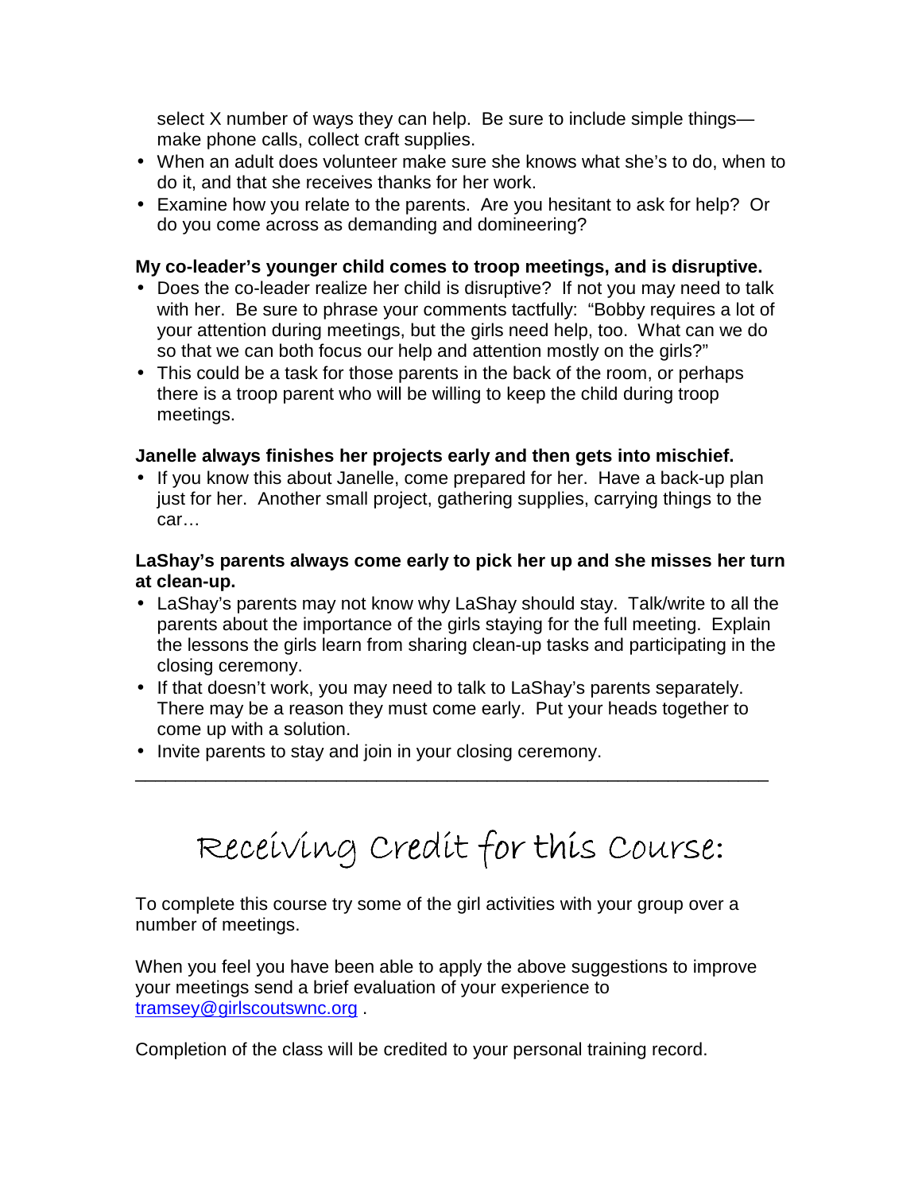select X number of ways they can help. Be sure to include simple things—make phone calls, collect craft supplies.

- When an adult does volunteer make sure she knows what she's to do, when to do it, and that she receives thanks for her work.
- Examine how you relate to the parents. Are you hesitant to ask for help? Or do you come across as demanding and domineering?

**My co-leader's younger child comes to troop meetings, and is disruptive.**

- Does the co-leader realize her child is disruptive? If not you may need to talk with her. Be sure to phrase your comments tactfully: "Bobby requires a lot of your attention during meetings, but the girls need help, too. What can we do so that we can both focus our help and attention mostly on the girls?"
- This could be a task for those parents in the back of the room, or perhaps there is a troop parent who will be willing to keep the child during troop meetings.

**Janelle always finishes her projects early and then gets into mischief.**

- If you know this about Janelle, come prepared for her. Have a back-up plan just for her. Another small project, gathering supplies, carrying things to the car…

**LaShay's parents always come early to pick her up and she misses her turn at clean-up.**

- LaShay's parents may not know why LaShay should stay. Talk/write to all the parents about the importance of the girls staying for the full meeting. Explain the lessons the girls learn from sharing clean-up tasks and participating in the closing ceremony.
- If that doesn't work, you may need to talk to LaShay's parents separately. There may be a reason they must come early. Put your heads together to come up with a solution.
- Invite parents to stay and join in your closing ceremony.

---

# Receiving Credit for this Course:

To complete this course try some of the girl activities with your group over a number of meetings.

When you feel you have been able to apply the above suggestions to improve your meetings send a brief evaluation of your experience to tramsey@girlscoutswnc.org .

Completion of the class will be credited to your personal training record.